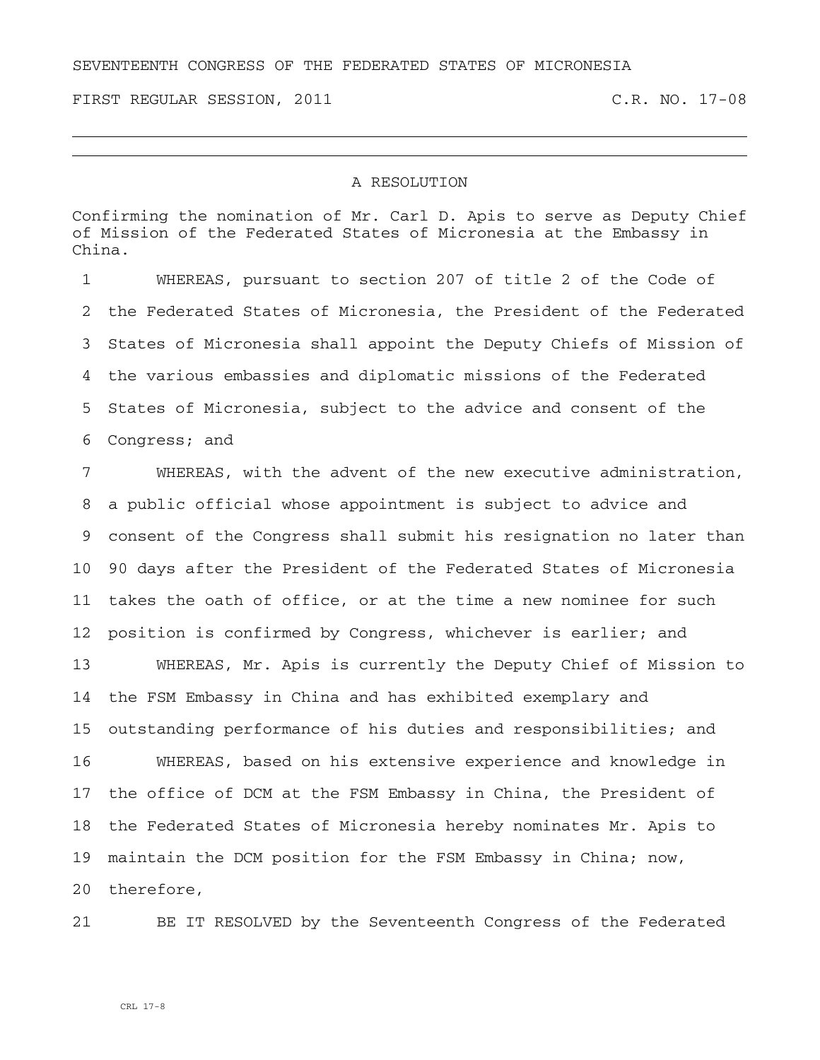SEVENTEENTH CONGRESS OF THE FEDERATED STATES OF MICRONESIA

FIRST REGULAR SESSION, 2011 C.R. NO. 17-08

---

## A RESOLUTION

Confirming the nomination of Mr. Carl D. Apis to serve as Deputy Chief of Mission of the Federated States of Micronesia at the Embassy in China.

1 WHEREAS, pursuant to section 207 of title 2 of the Code of
2 the Federated States of Micronesia, the President of the Federated
3 States of Micronesia shall appoint the Deputy Chiefs of Mission of
4 the various embassies and diplomatic missions of the Federated
5 States of Micronesia, subject to the advice and consent of the
6 Congress; and

7 WHEREAS, with the advent of the new executive administration,
8 a public official whose appointment is subject to advice and
9 consent of the Congress shall submit his resignation no later than
10 90 days after the President of the Federated States of Micronesia
11 takes the oath of office, or at the time a new nominee for such
12 position is confirmed by Congress, whichever is earlier; and

13 WHEREAS, Mr. Apis is currently the Deputy Chief of Mission to
14 the FSM Embassy in China and has exhibited exemplary and
15 outstanding performance of his duties and responsibilities; and

16 WHEREAS, based on his extensive experience and knowledge in
17 the office of DCM at the FSM Embassy in China, the President of
18 the Federated States of Micronesia hereby nominates Mr. Apis to
19 maintain the DCM position for the FSM Embassy in China; now,
20 therefore,

21 BE IT RESOLVED by the Seventeenth Congress of the Federated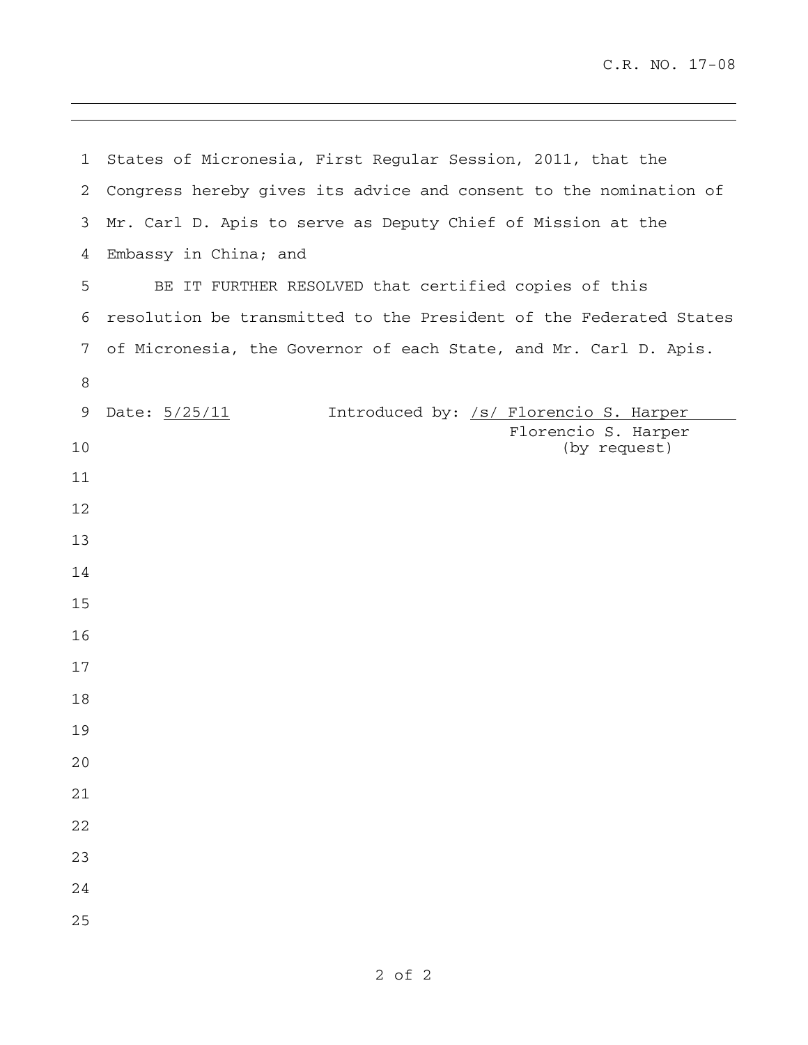States of Micronesia, First Regular Session, 2011, that the Congress hereby gives its advice and consent to the nomination of Mr. Carl D. Apis to serve as Deputy Chief of Mission at the Embassy in China; and

BE IT FURTHER RESOLVED that certified copies of this resolution be transmitted to the President of the Federated States of Micronesia, the Governor of each State, and Mr. Carl D. Apis.

Date: 5/25/11

Introduced by: /s/ Florencio S. Harper
Florencio S. Harper
(by request)